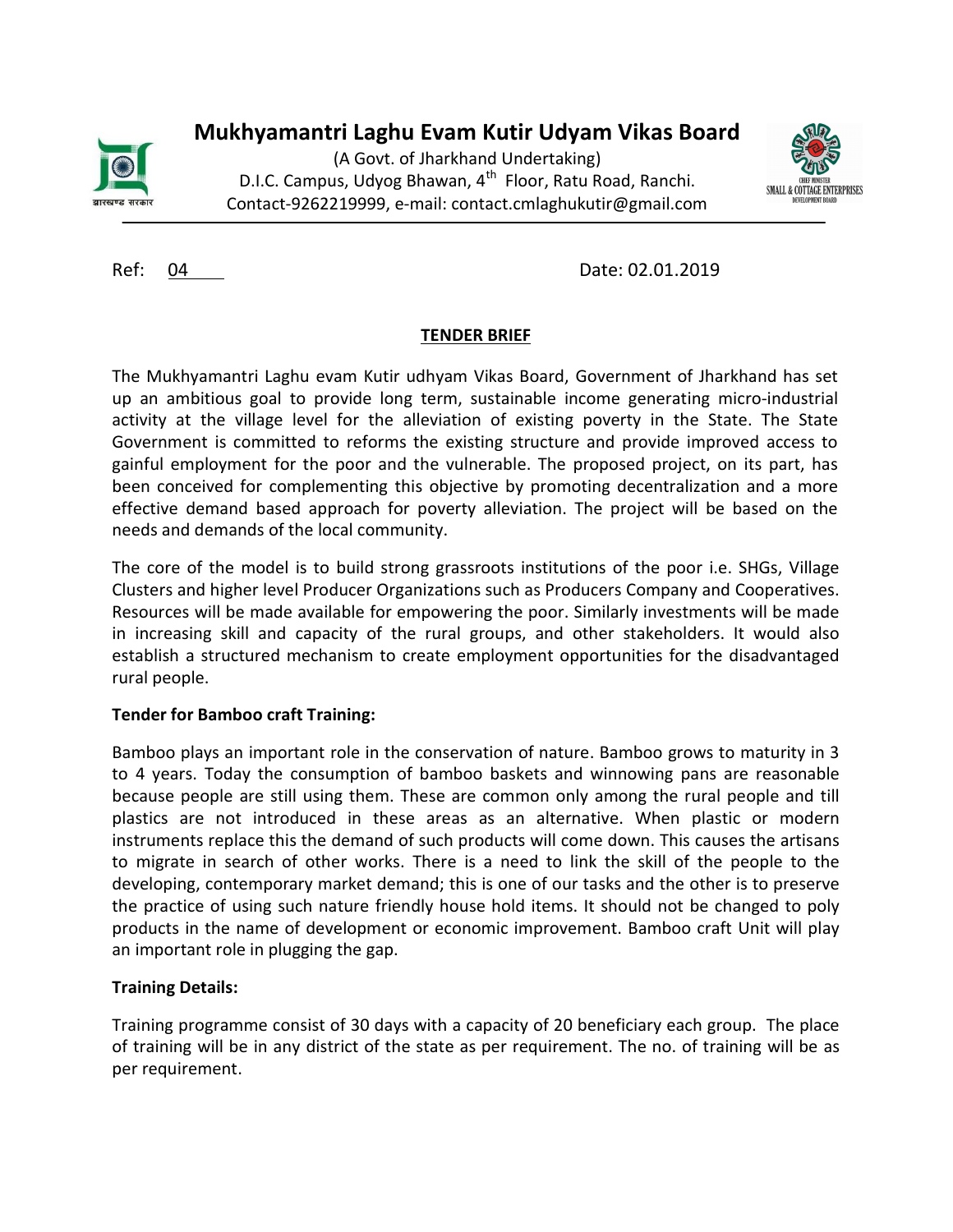# Mukhyamantri Laghu Evam Kutir Udyam Vikas Board

(A Govt. of Jharkhand Undertaking)
D.I.C. Campus, Udyog Bhawan, 4th Floor, Ratu Road, Ranchi.
Contact-9262219999, e-mail: contact.cmlaghukutir@gmail.com

Ref: 04 Date: 02.01.2019

## TENDER BRIEF

The Mukhyamantri Laghu evam Kutir udhyam Vikas Board, Government of Jharkhand has set up an ambitious goal to provide long term, sustainable income generating micro-industrial activity at the village level for the alleviation of existing poverty in the State. The State Government is committed to reforms the existing structure and provide improved access to gainful employment for the poor and the vulnerable. The proposed project, on its part, has been conceived for complementing this objective by promoting decentralization and a more effective demand based approach for poverty alleviation. The project will be based on the needs and demands of the local community.

The core of the model is to build strong grassroots institutions of the poor i.e. SHGs, Village Clusters and higher level Producer Organizations such as Producers Company and Cooperatives. Resources will be made available for empowering the poor. Similarly investments will be made in increasing skill and capacity of the rural groups, and other stakeholders. It would also establish a structured mechanism to create employment opportunities for the disadvantaged rural people.

**Tender for Bamboo craft Training:**

Bamboo plays an important role in the conservation of nature. Bamboo grows to maturity in 3 to 4 years. Today the consumption of bamboo baskets and winnowing pans are reasonable because people are still using them. These are common only among the rural people and till plastics are not introduced in these areas as an alternative. When plastic or modern instruments replace this the demand of such products will come down. This causes the artisans to migrate in search of other works. There is a need to link the skill of the people to the developing, contemporary market demand; this is one of our tasks and the other is to preserve the practice of using such nature friendly house hold items. It should not be changed to poly products in the name of development or economic improvement. Bamboo craft Unit will play an important role in plugging the gap.

**Training Details:**

Training programme consist of 30 days with a capacity of 20 beneficiary each group. The place of training will be in any district of the state as per requirement. The no. of training will be as per requirement.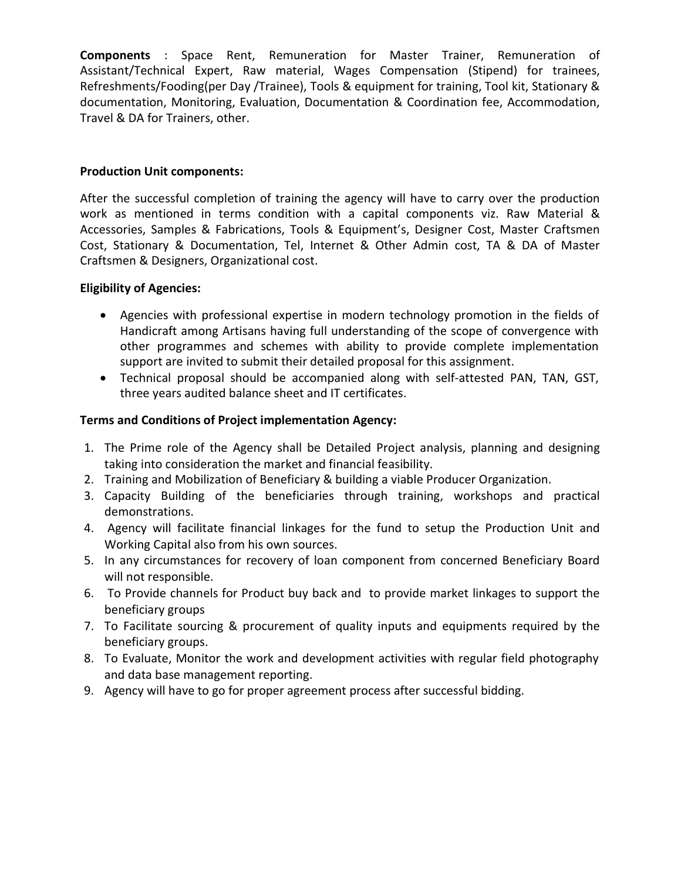**Components** : Space Rent, Remuneration for Master Trainer, Remuneration of Assistant/Technical Expert, Raw material, Wages Compensation (Stipend) for trainees, Refreshments/Fooding(per Day /Trainee), Tools & equipment for training, Tool kit, Stationary & documentation, Monitoring, Evaluation, Documentation & Coordination fee, Accommodation, Travel & DA for Trainers, other.

**Production Unit components:**

After the successful completion of training the agency will have to carry over the production work as mentioned in terms condition with a capital components viz. Raw Material & Accessories, Samples & Fabrications, Tools & Equipment's, Designer Cost, Master Craftsmen Cost, Stationary & Documentation, Tel, Internet & Other Admin cost, TA & DA of Master Craftsmen & Designers, Organizational cost.

**Eligibility of Agencies:**

- Agencies with professional expertise in modern technology promotion in the fields of Handicraft among Artisans having full understanding of the scope of convergence with other programmes and schemes with ability to provide complete implementation support are invited to submit their detailed proposal for this assignment.
- Technical proposal should be accompanied along with self-attested PAN, TAN, GST, three years audited balance sheet and IT certificates.

**Terms and Conditions of Project implementation Agency:**

1. The Prime role of the Agency shall be Detailed Project analysis, planning and designing taking into consideration the market and financial feasibility.
2. Training and Mobilization of Beneficiary & building a viable Producer Organization.
3. Capacity Building of the beneficiaries through training, workshops and practical demonstrations.
4. Agency will facilitate financial linkages for the fund to setup the Production Unit and Working Capital also from his own sources.
5. In any circumstances for recovery of loan component from concerned Beneficiary Board will not responsible.
6. To Provide channels for Product buy back and to provide market linkages to support the beneficiary groups
7. To Facilitate sourcing & procurement of quality inputs and equipments required by the beneficiary groups.
8. To Evaluate, Monitor the work and development activities with regular field photography and data base management reporting.
9. Agency will have to go for proper agreement process after successful bidding.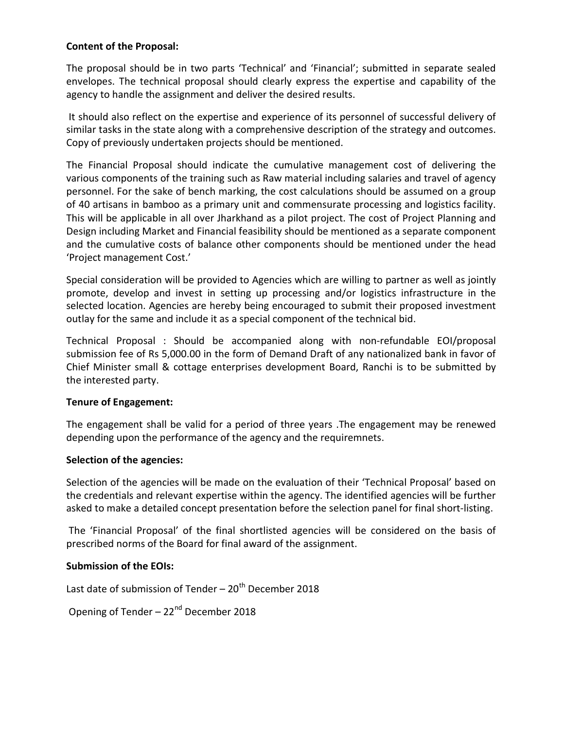**Content of the Proposal:**

The proposal should be in two parts 'Technical' and 'Financial'; submitted in separate sealed envelopes. The technical proposal should clearly express the expertise and capability of the agency to handle the assignment and deliver the desired results.

It should also reflect on the expertise and experience of its personnel of successful delivery of similar tasks in the state along with a comprehensive description of the strategy and outcomes. Copy of previously undertaken projects should be mentioned.

The Financial Proposal should indicate the cumulative management cost of delivering the various components of the training such as Raw material including salaries and travel of agency personnel. For the sake of bench marking, the cost calculations should be assumed on a group of 40 artisans in bamboo as a primary unit and commensurate processing and logistics facility. This will be applicable in all over Jharkhand as a pilot project. The cost of Project Planning and Design including Market and Financial feasibility should be mentioned as a separate component and the cumulative costs of balance other components should be mentioned under the head 'Project management Cost.'

Special consideration will be provided to Agencies which are willing to partner as well as jointly promote, develop and invest in setting up processing and/or logistics infrastructure in the selected location. Agencies are hereby being encouraged to submit their proposed investment outlay for the same and include it as a special component of the technical bid.

Technical Proposal : Should be accompanied along with non-refundable EOI/proposal submission fee of Rs 5,000.00 in the form of Demand Draft of any nationalized bank in favor of Chief Minister small & cottage enterprises development Board, Ranchi is to be submitted by the interested party.

**Tenure of Engagement:**

The engagement shall be valid for a period of three years .The engagement may be renewed depending upon the performance of the agency and the requiremnets.

**Selection of the agencies:**

Selection of the agencies will be made on the evaluation of their 'Technical Proposal' based on the credentials and relevant expertise within the agency. The identified agencies will be further asked to make a detailed concept presentation before the selection panel for final short-listing.

The 'Financial Proposal' of the final shortlisted agencies will be considered on the basis of prescribed norms of the Board for final award of the assignment.

**Submission of the EOIs:**

Last date of submission of Tender – 20th December 2018

Opening of Tender – 22nd December 2018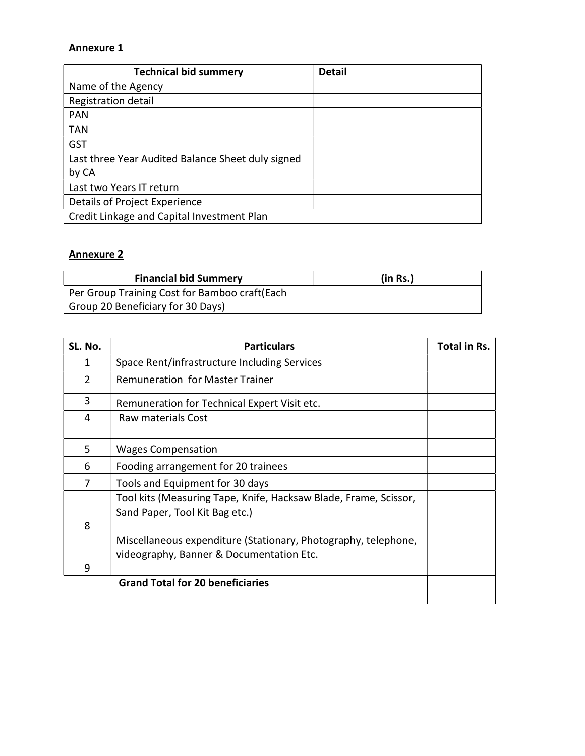## Annexure 1

| Technical bid summery | Detail |
|---|---|
| Name of the Agency | |
| Registration detail | |
| PAN | |
| TAN | |
| GST | |
| Last three Year Audited Balance Sheet duly signed by CA | |
| Last two Years IT return | |
| Details of Project Experience | |
| Credit Linkage and Capital Investment Plan | |

## Annexure 2

| Financial bid Summery | (in Rs.) |
|---|---|
| Per Group Training Cost for Bamboo craft(Each Group 20 Beneficiary for 30 Days) | |

| SL. No. | Particulars | Total in Rs. |
|---|---|---|
| 1 | Space Rent/infrastructure Including Services | |
| 2 | Remuneration for Master Trainer | |
| 3 | Remuneration for Technical Expert Visit etc. | |
| 4 | Raw materials Cost | |
| 5 | Wages Compensation | |
| 6 | Fooding arrangement for 20 trainees | |
| 7 | Tools and Equipment for 30 days | |
| 8 | Tool kits (Measuring Tape, Knife, Hacksaw Blade, Frame, Scissor, Sand Paper, Tool Kit Bag etc.) | |
| 9 | Miscellaneous expenditure (Stationary, Photography, telephone, videography, Banner & Documentation Etc. | |
| | **Grand Total for 20 beneficiaries** | |